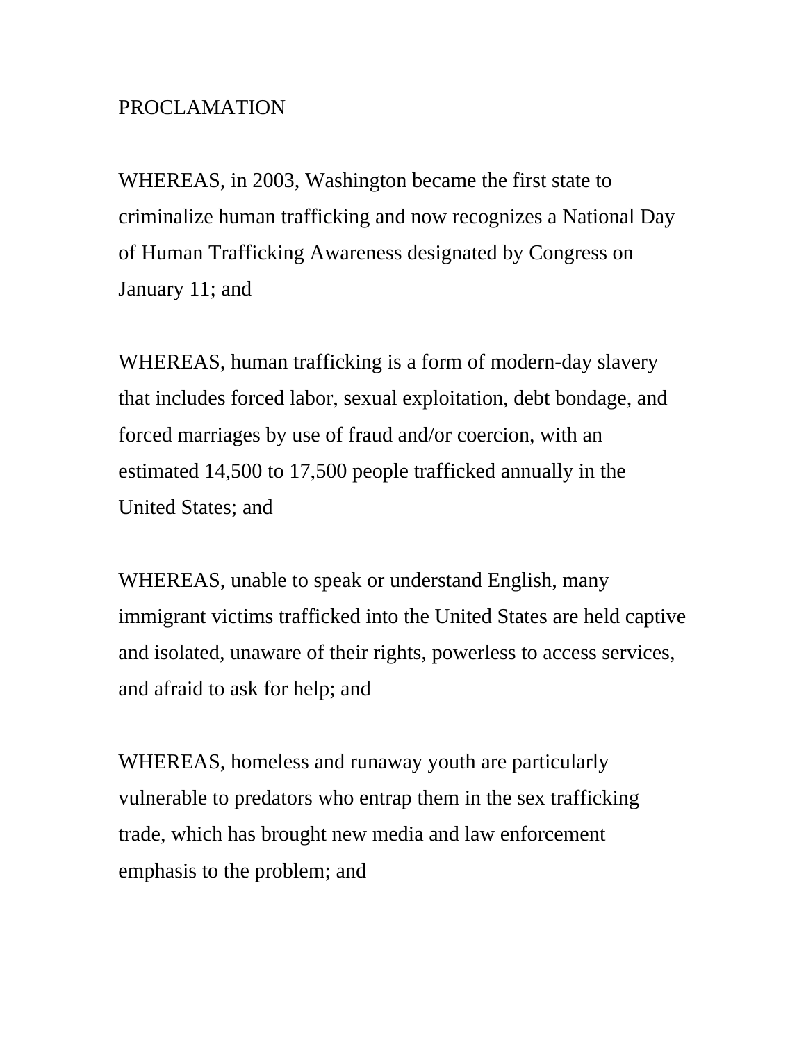# PROCLAMATION

WHEREAS, in 2003, Washington became the first state to criminalize human trafficking and now recognizes a National Day of Human Trafficking Awareness designated by Congress on January 11; and

WHEREAS, human trafficking is a form of modern-day slavery that includes forced labor, sexual exploitation, debt bondage, and forced marriages by use of fraud and/or coercion, with an estimated 14,500 to 17,500 people trafficked annually in the United States; and

WHEREAS, unable to speak or understand English, many immigrant victims trafficked into the United States are held captive and isolated, unaware of their rights, powerless to access services, and afraid to ask for help; and

WHEREAS, homeless and runaway youth are particularly vulnerable to predators who entrap them in the sex trafficking trade, which has brought new media and law enforcement emphasis to the problem; and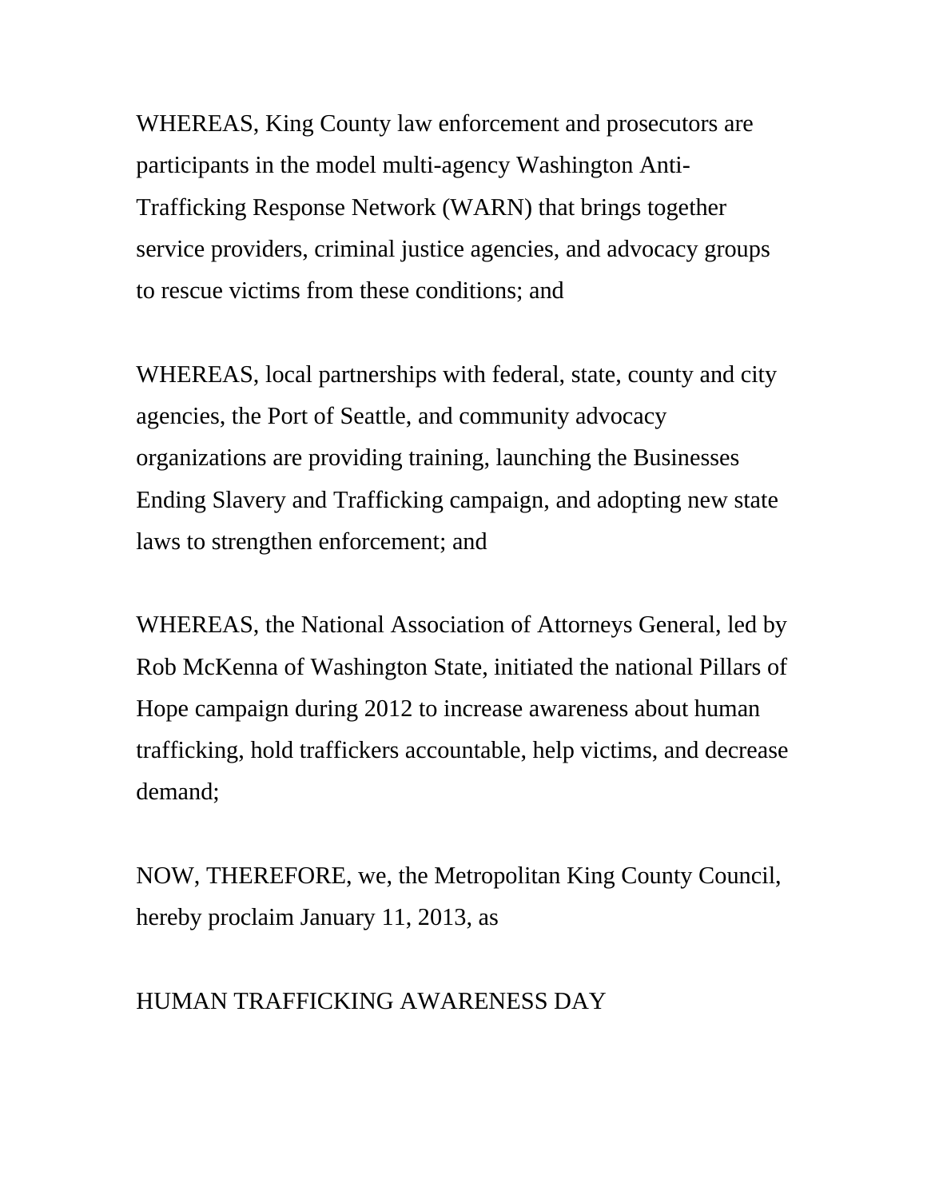WHEREAS, King County law enforcement and prosecutors are participants in the model multi-agency Washington Anti-Trafficking Response Network (WARN) that brings together service providers, criminal justice agencies, and advocacy groups to rescue victims from these conditions; and

WHEREAS, local partnerships with federal, state, county and city agencies, the Port of Seattle, and community advocacy organizations are providing training, launching the Businesses Ending Slavery and Trafficking campaign, and adopting new state laws to strengthen enforcement; and

WHEREAS, the National Association of Attorneys General, led by Rob McKenna of Washington State, initiated the national Pillars of Hope campaign during 2012 to increase awareness about human trafficking, hold traffickers accountable, help victims, and decrease demand;

NOW, THEREFORE, we, the Metropolitan King County Council, hereby proclaim January 11, 2013, as

HUMAN TRAFFICKING AWARENESS DAY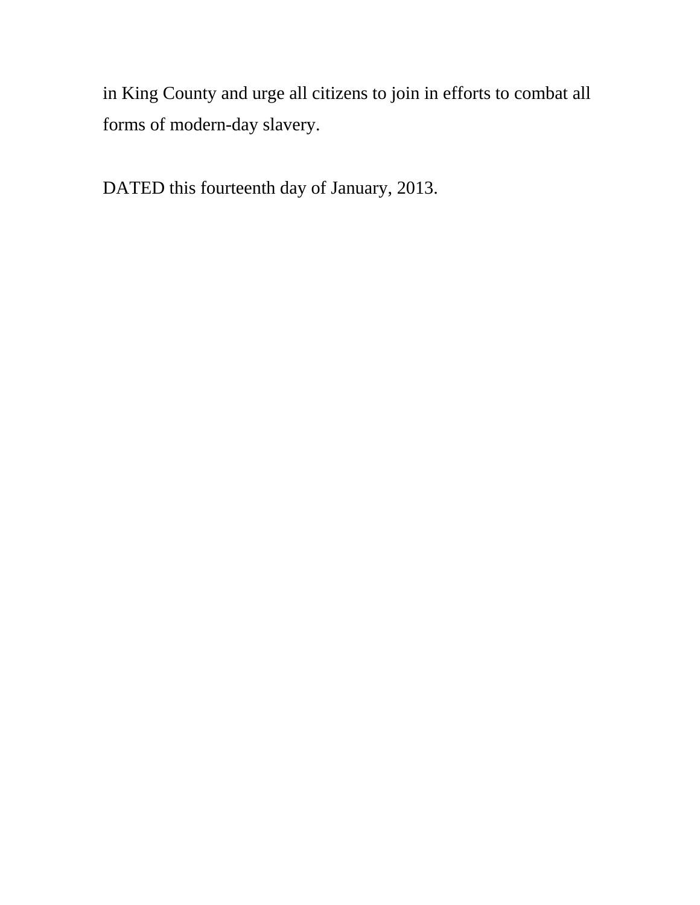in King County and urge all citizens to join in efforts to combat all forms of modern-day slavery.

DATED this fourteenth day of January, 2013.